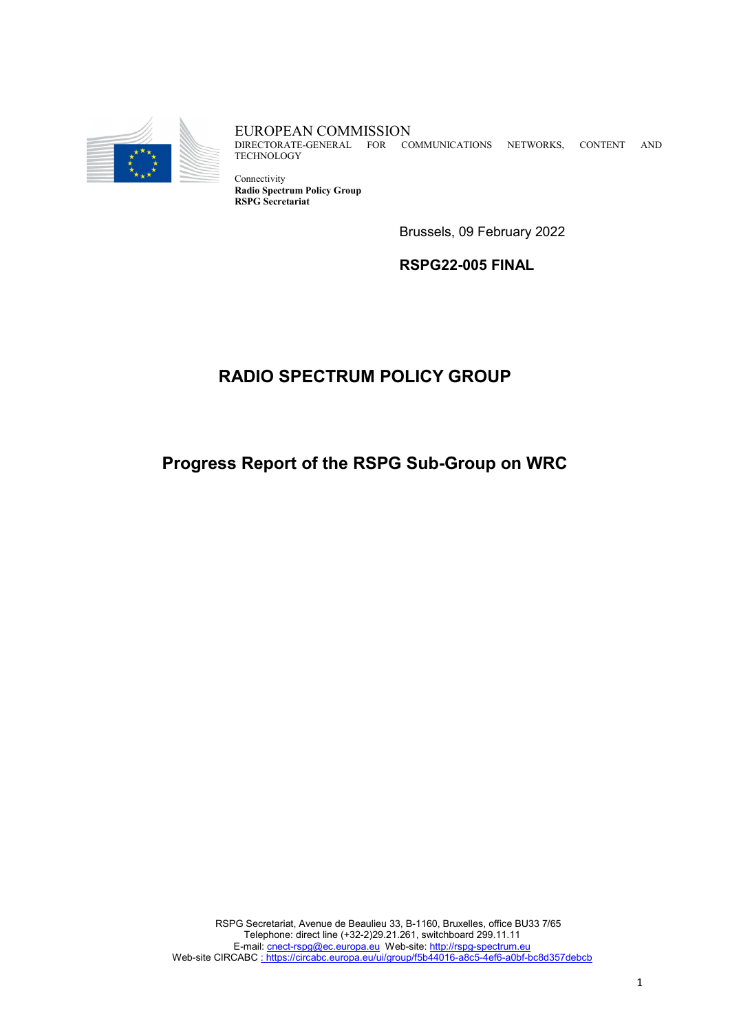EUROPEAN COMMISSION
DIRECTORATE-GENERAL FOR COMMUNICATIONS NETWORKS, CONTENT AND TECHNOLOGY

Connectivity
**Radio Spectrum Policy Group**
**RSPG Secretariat**

Brussels, 09 February 2022

**RSPG22-005 FINAL**

# RADIO SPECTRUM POLICY GROUP

## Progress Report of the RSPG Sub-Group on WRC

RSPG Secretariat, Avenue de Beaulieu 33, B-1160, Bruxelles, office BU33 7/65
Telephone: direct line (+32-2)29.21.261, switchboard 299.11.11
E-mail: cnect-rspg@ec.europa.eu Web-site: http://rspg-spectrum.eu
Web-site CIRCABC : https://circabc.europa.eu/ui/group/f5b44016-a8c5-4ef6-a0bf-bc8d357debcb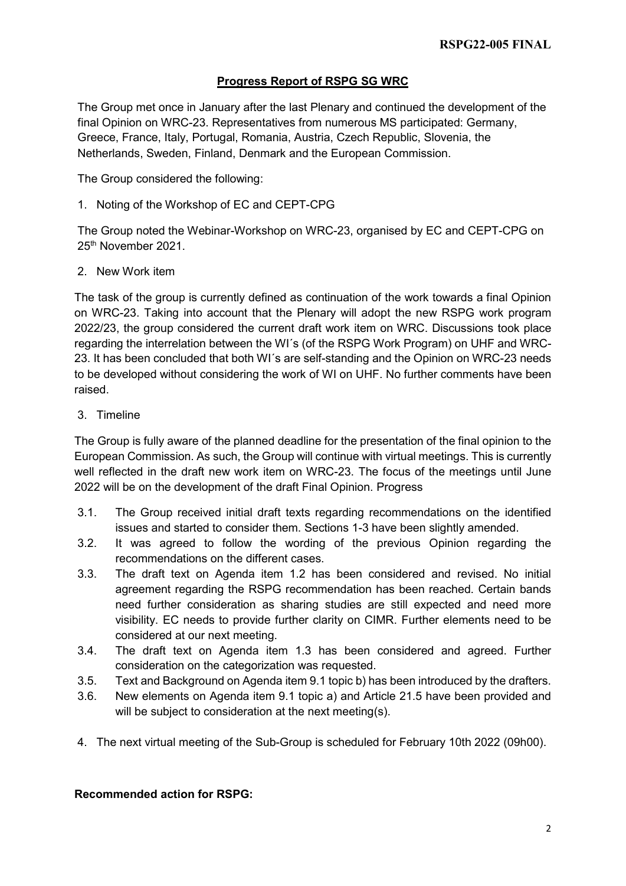**RSPG22-005 FINAL**

## Progress Report of RSPG SG WRC

The Group met once in January after the last Plenary and continued the development of the final Opinion on WRC-23. Representatives from numerous MS participated: Germany, Greece, France, Italy, Portugal, Romania, Austria, Czech Republic, Slovenia, the Netherlands, Sweden, Finland, Denmark and the European Commission.

The Group considered the following:

1. Noting of the Workshop of EC and CEPT-CPG

The Group noted the Webinar-Workshop on WRC-23, organised by EC and CEPT-CPG on 25th November 2021.

2. New Work item

The task of the group is currently defined as continuation of the work towards a final Opinion on WRC-23. Taking into account that the Plenary will adopt the new RSPG work program 2022/23, the group considered the current draft work item on WRC. Discussions took place regarding the interrelation between the WI´s (of the RSPG Work Program) on UHF and WRC-23. It has been concluded that both WI´s are self-standing and the Opinion on WRC-23 needs to be developed without considering the work of WI on UHF. No further comments have been raised.

3. Timeline

The Group is fully aware of the planned deadline for the presentation of the final opinion to the European Commission. As such, the Group will continue with virtual meetings. This is currently well reflected in the draft new work item on WRC-23. The focus of the meetings until June 2022 will be on the development of the draft Final Opinion. Progress

3.1. The Group received initial draft texts regarding recommendations on the identified issues and started to consider them. Sections 1-3 have been slightly amended.

3.2. It was agreed to follow the wording of the previous Opinion regarding the recommendations on the different cases.

3.3. The draft text on Agenda item 1.2 has been considered and revised. No initial agreement regarding the RSPG recommendation has been reached. Certain bands need further consideration as sharing studies are still expected and need more visibility. EC needs to provide further clarity on CIMR. Further elements need to be considered at our next meeting.

3.4. The draft text on Agenda item 1.3 has been considered and agreed. Further consideration on the categorization was requested.

3.5. Text and Background on Agenda item 9.1 topic b) has been introduced by the drafters.

3.6. New elements on Agenda item 9.1 topic a) and Article 21.5 have been provided and will be subject to consideration at the next meeting(s).

4. The next virtual meeting of the Sub-Group is scheduled for February 10th 2022 (09h00).

**Recommended action for RSPG:**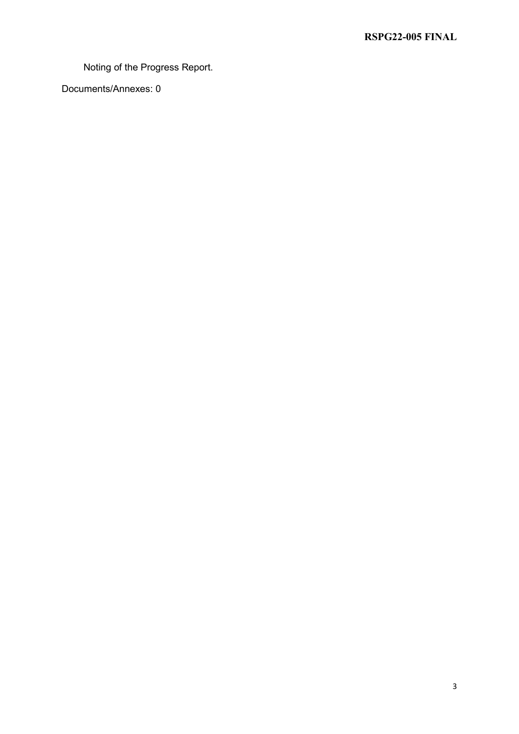Noting of the Progress Report.

Documents/Annexes: 0